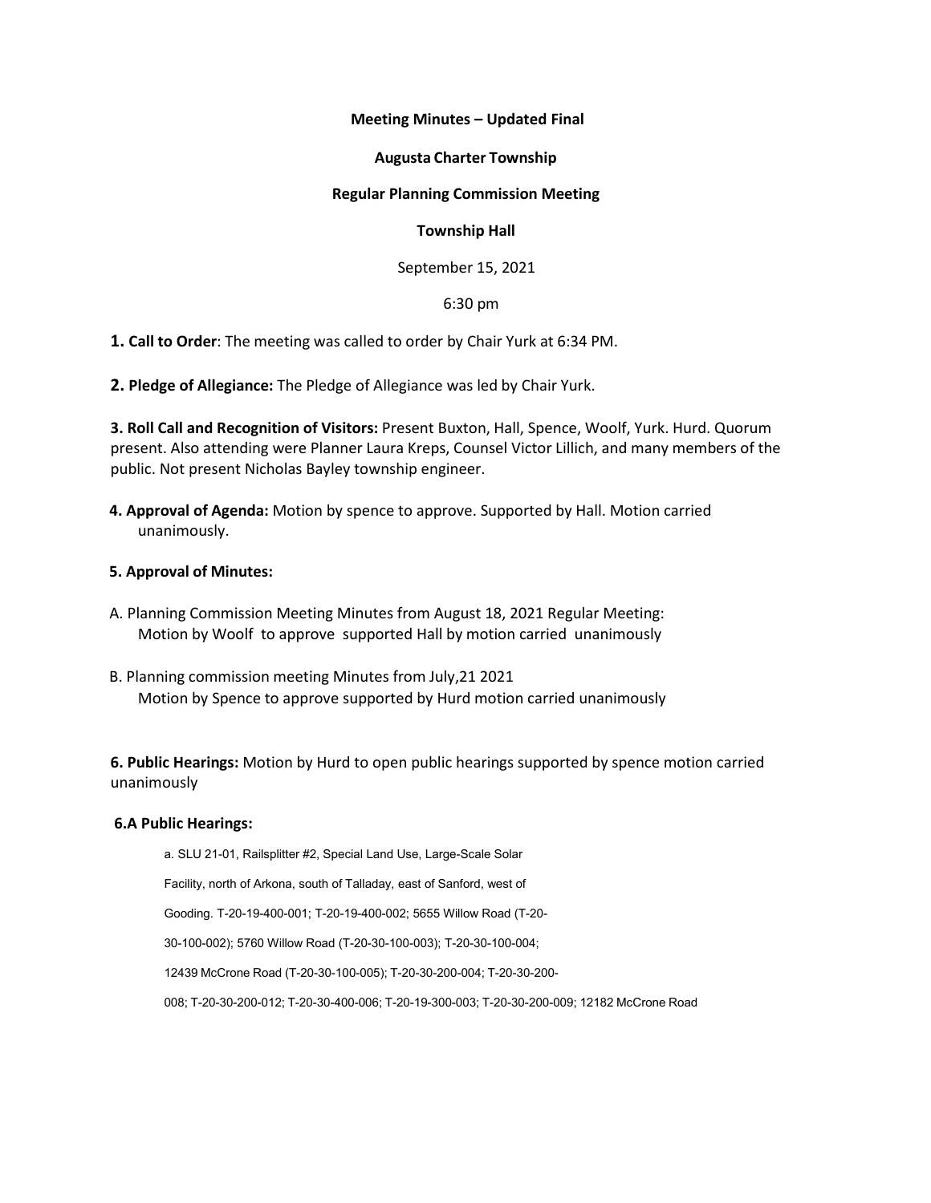**Meeting Minutes – Updated Final**

**Augusta Charter Township**

**Regular Planning Commission Meeting**

**Township Hall**

September 15, 2021

6:30 pm

**1. Call to Order**: The meeting was called to order by Chair Yurk at 6:34 PM.

**2. Pledge of Allegiance:** The Pledge of Allegiance was led by Chair Yurk.

**3. Roll Call and Recognition of Visitors:** Present Buxton, Hall, Spence, Woolf, Yurk. Hurd. Quorum present. Also attending were Planner Laura Kreps, Counsel Victor Lillich, and many members of the public. Not present Nicholas Bayley township engineer.

**4. Approval of Agenda:** Motion by spence to approve. Supported by Hall. Motion carried unanimously.

**5. Approval of Minutes:**

A. Planning Commission Meeting Minutes from August 18, 2021 Regular Meeting: Motion by Woolf to approve supported Hall by motion carried unanimously

B. Planning commission meeting Minutes from July,21 2021 Motion by Spence to approve supported by Hurd motion carried unanimously

**6. Public Hearings:** Motion by Hurd to open public hearings supported by spence motion carried unanimously

**6.A Public Hearings:**

a. SLU 21-01, Railsplitter #2, Special Land Use, Large-Scale Solar Facility, north of Arkona, south of Talladay, east of Sanford, west of Gooding. T-20-19-400-001; T-20-19-400-002; 5655 Willow Road (T-20-30-100-002); 5760 Willow Road (T-20-30-100-003); T-20-30-100-004; 12439 McCrone Road (T-20-30-100-005); T-20-30-200-004; T-20-30-200-008; T-20-30-200-012; T-20-30-400-006; T-20-19-300-003; T-20-30-200-009; 12182 McCrone Road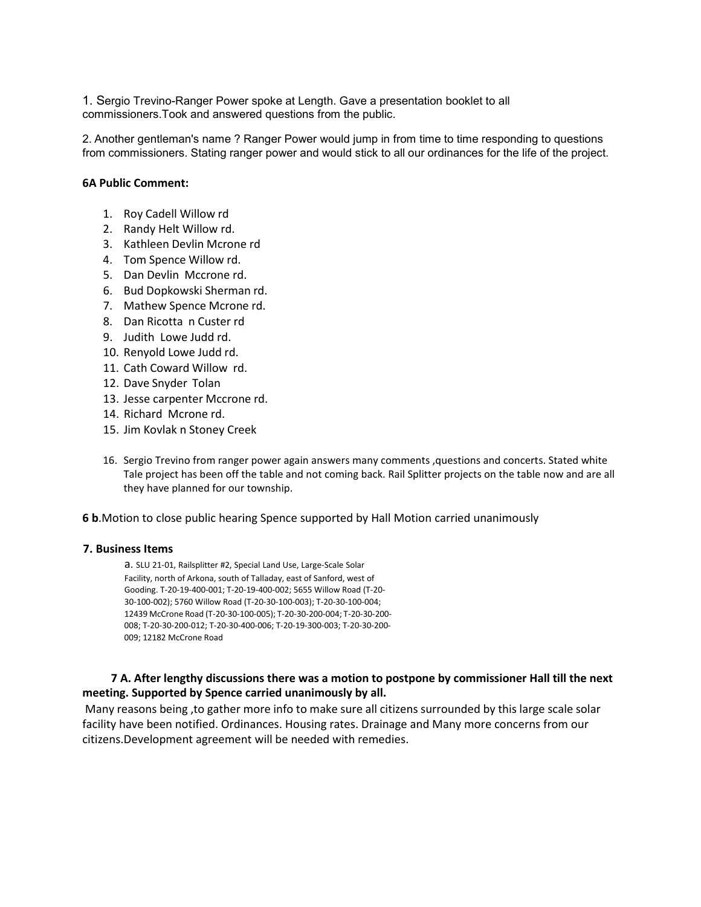1. Sergio Trevino-Ranger Power spoke at Length. Gave a presentation booklet to all commissioners.Took and answered questions from the public.

2. Another gentleman's name ? Ranger Power would jump in from time to time responding to questions from commissioners. Stating ranger power and would stick to all our ordinances for the life of the project.

**6A Public Comment:**

1. Roy Cadell Willow rd
2. Randy Helt Willow rd.
3. Kathleen Devlin Mcrone rd
4. Tom Spence Willow rd.
5. Dan Devlin Mccrone rd.
6. Bud Dopkowski Sherman rd.
7. Mathew Spence Mcrone rd.
8. Dan Ricotta n Custer rd
9. Judith Lowe Judd rd.
10. Renyold Lowe Judd rd.
11. Cath Coward Willow rd.
12. Dave Snyder Tolan
13. Jesse carpenter Mccrone rd.
14. Richard Mcrone rd.
15. Jim Kovlak n Stoney Creek
16. Sergio Trevino from ranger power again answers many comments ,questions and concerts. Stated white Tale project has been off the table and not coming back. Rail Splitter projects on the table now and are all they have planned for our township.

**6 b**.Motion to close public hearing Spence supported by Hall Motion carried unanimously

**7. Business Items**

a. SLU 21-01, Railsplitter #2, Special Land Use, Large-Scale Solar Facility, north of Arkona, south of Talladay, east of Sanford, west of Gooding. T-20-19-400-001; T-20-19-400-002; 5655 Willow Road (T-20-30-100-002); 5760 Willow Road (T-20-30-100-003); T-20-30-100-004; 12439 McCrone Road (T-20-30-100-005); T-20-30-200-004; T-20-30-200-008; T-20-30-200-012; T-20-30-400-006; T-20-19-300-003; T-20-30-200-009; 12182 McCrone Road

**7 A. After lengthy discussions there was a motion to postpone by commissioner Hall till the next meeting. Supported by Spence carried unanimously by all.**

Many reasons being ,to gather more info to make sure all citizens surrounded by this large scale solar facility have been notified. Ordinances. Housing rates. Drainage and Many more concerns from our citizens.Development agreement will be needed with remedies.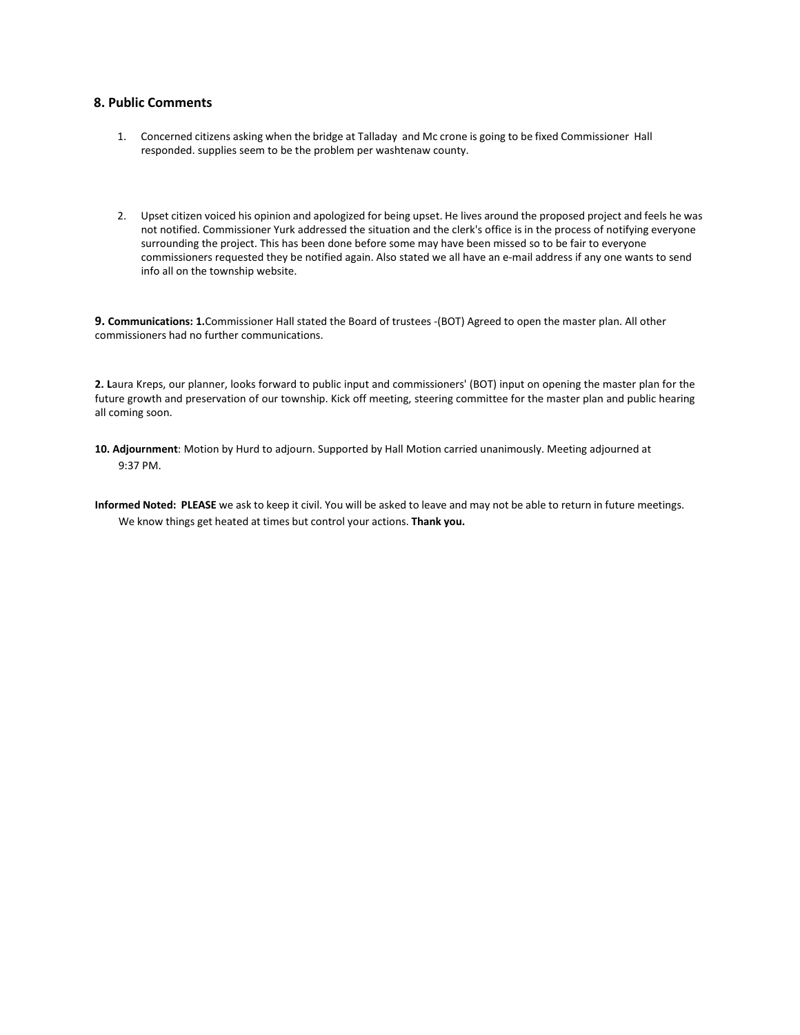## 8. Public Comments

1. Concerned citizens asking when the bridge at Talladay and Mc crone is going to be fixed Commissioner Hall responded. supplies seem to be the problem per washtenaw county.

2. Upset citizen voiced his opinion and apologized for being upset. He lives around the proposed project and feels he was not notified. Commissioner Yurk addressed the situation and the clerk's office is in the process of notifying everyone surrounding the project. This has been done before some may have been missed so to be fair to everyone commissioners requested they be notified again. Also stated we all have an e-mail address if any one wants to send info all on the township website.

**9. Communications: 1.**Commissioner Hall stated the Board of trustees -(BOT) Agreed to open the master plan. All other commissioners had no further communications.

**2. L**aura Kreps, our planner, looks forward to public input and commissioners' (BOT) input on opening the master plan for the future growth and preservation of our township. Kick off meeting, steering committee for the master plan and public hearing all coming soon.

**10. Adjournment**: Motion by Hurd to adjourn. Supported by Hall Motion carried unanimously. Meeting adjourned at 9:37 PM.

**Informed Noted: PLEASE** we ask to keep it civil. You will be asked to leave and may not be able to return in future meetings. We know things get heated at times but control your actions. **Thank you.**